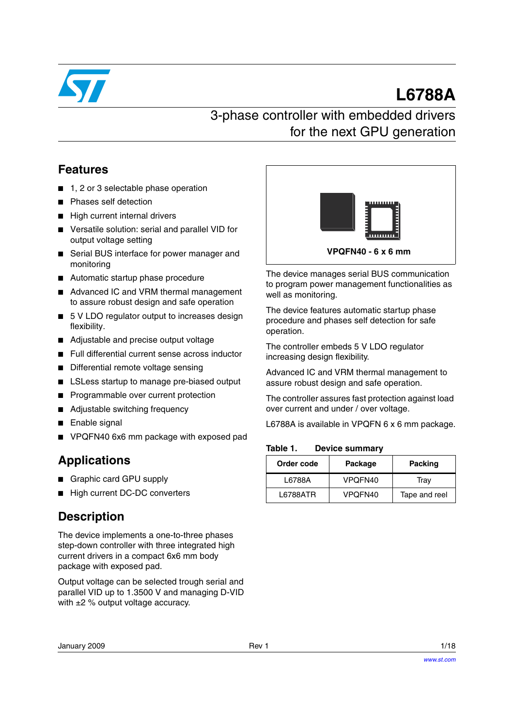# L6788A

## 3-phase controller with embedded drivers for the next GPU generation

## Features

- 1, 2 or 3 selectable phase operation
- Phases self detection
- High current internal drivers
- Versatile solution: serial and parallel VID for output voltage setting
- Serial BUS interface for power manager and monitoring
- Automatic startup phase procedure
- Advanced IC and VRM thermal management to assure robust design and safe operation
- 5 V LDO regulator output to increases design flexibility.
- Adjustable and precise output voltage
- Full differential current sense across inductor
- Differential remote voltage sensing
- LSLess startup to manage pre-biased output
- Programmable over current protection
- Adjustable switching frequency
- Enable signal
- VPQFN40 6x6 mm package with exposed pad

**VPQFN40 - 6 x 6 mm**

## Applications

- Graphic card GPU supply
- High current DC-DC converters

## Description

The device implements a one-to-three phases step-down controller with three integrated high current drivers in a compact 6x6 mm body package with exposed pad.

Output voltage can be selected trough serial and parallel VID up to 1.3500 V and managing D-VID with ±2 % output voltage accuracy.

The device manages serial BUS communication to program power management functionalities as well as monitoring.

The device features automatic startup phase procedure and phases self detection for safe operation.

The controller embeds 5 V LDO regulator increasing design flexibility.

Advanced IC and VRM thermal management to assure robust design and safe operation.

The controller assures fast protection against load over current and under / over voltage.

L6788A is available in VPQFN 6 x 6 mm package.

**Table 1. Device summary**

| Order code | Package | Packing |
|---|---|---|
| L6788A | VPQFN40 | Tray |
| L6788ATR | VPQFN40 | Tape and reel |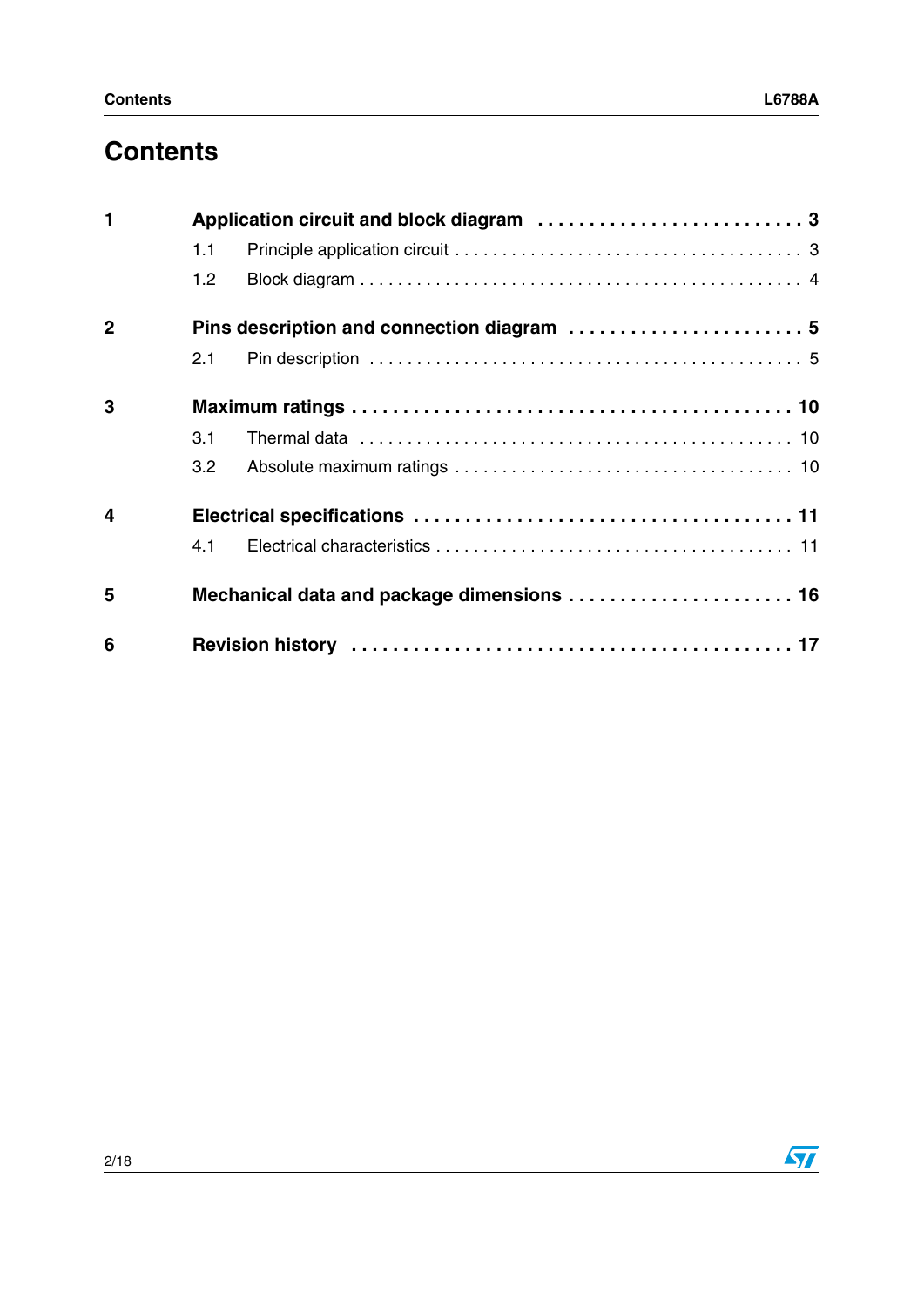# Contents

**1 Application circuit and block diagram . . . . . . . . . . . . . . . . . . . . . . . . . . 3**

1.1 Principle application circuit . . . . . . . . . . . . . . . . . . . . . . . . . . . . . . . . . . . 3

1.2 Block diagram . . . . . . . . . . . . . . . . . . . . . . . . . . . . . . . . . . . . . . . . . . . . 4

**2 Pins description and connection diagram . . . . . . . . . . . . . . . . . . . . . . . 5**

2.1 Pin description . . . . . . . . . . . . . . . . . . . . . . . . . . . . . . . . . . . . . . . . . . . . 5

**3 Maximum ratings . . . . . . . . . . . . . . . . . . . . . . . . . . . . . . . . . . . . . . . . . 10**

3.1 Thermal data . . . . . . . . . . . . . . . . . . . . . . . . . . . . . . . . . . . . . . . . . . . . 10

3.2 Absolute maximum ratings . . . . . . . . . . . . . . . . . . . . . . . . . . . . . . . . . . 10

**4 Electrical specifications . . . . . . . . . . . . . . . . . . . . . . . . . . . . . . . . . . . 11**

4.1 Electrical characteristics . . . . . . . . . . . . . . . . . . . . . . . . . . . . . . . . . . . 11

**5 Mechanical data and package dimensions . . . . . . . . . . . . . . . . . . . . . . 16**

**6 Revision history . . . . . . . . . . . . . . . . . . . . . . . . . . . . . . . . . . . . . . . . . 17**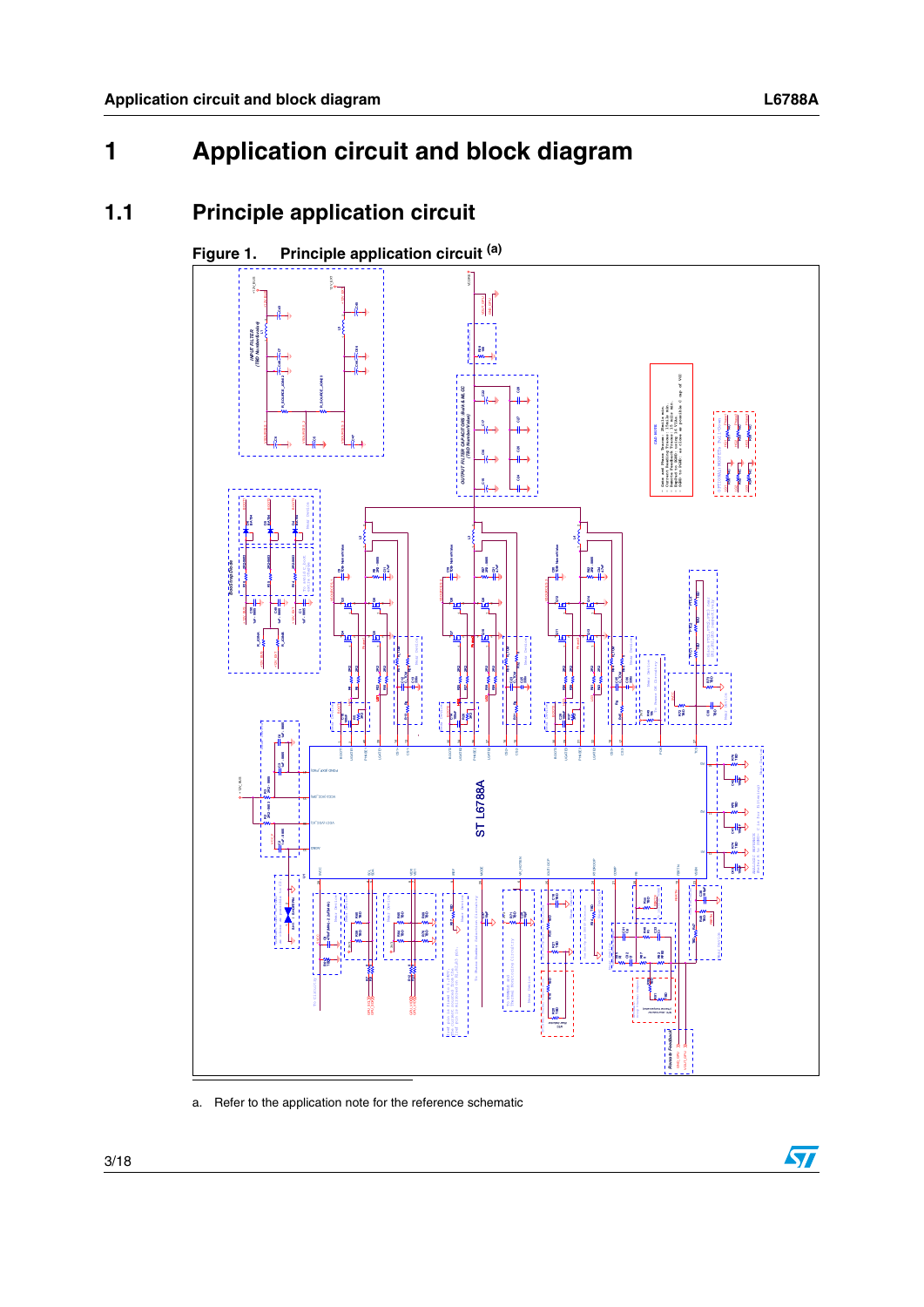# 1 Application circuit and block diagram

## 1.1 Principle application circuit

**Figure 1. Principle application circuit [(a)]**

a. Refer to the application note for the reference schematic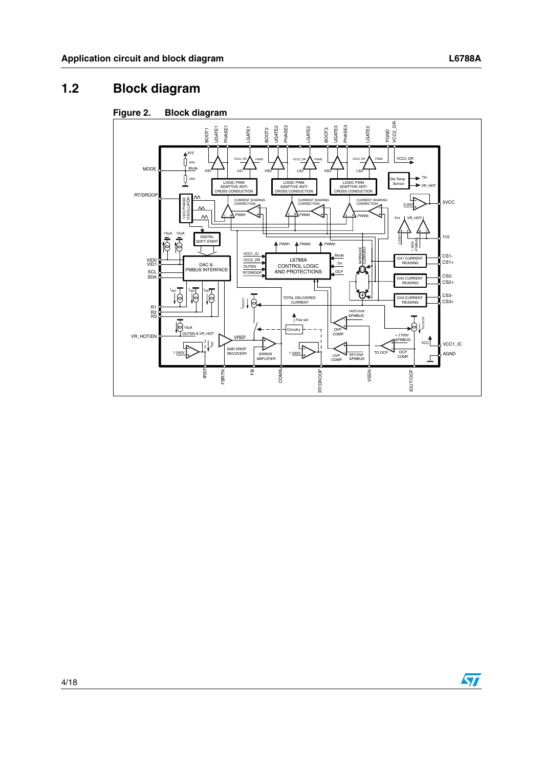## 1.2 Block diagram

**Figure 2. Block diagram**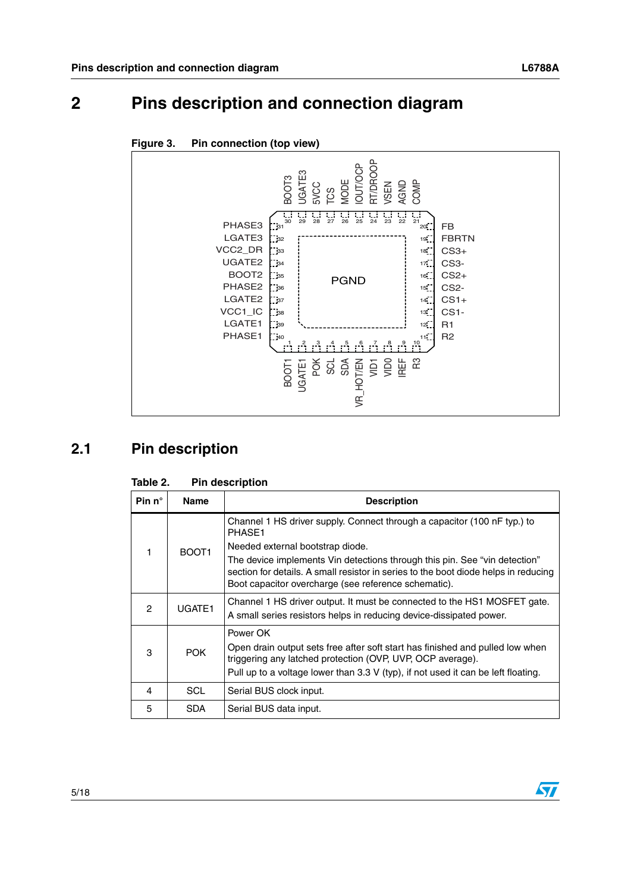# 2 Pins description and connection diagram

**Figure 3. Pin connection (top view)**

## 2.1 Pin description

**Table 2. Pin description**

| Pin n° | Name | Description |
|---|---|---|
| 1 | BOOT1 | Channel 1 HS driver supply. Connect through a capacitor (100 nF typ.) to PHASE1<br>Needed external bootstrap diode.<br>The device implements Vin detections through this pin. See “vin detection” section for details. A small resistor in series to the boot diode helps in reducing Boot capacitor overcharge (see reference schematic). |
| 2 | UGATE1 | Channel 1 HS driver output. It must be connected to the HS1 MOSFET gate.<br>A small series resistors helps in reducing device-dissipated power. |
| 3 | POK | Power OK<br>Open drain output sets free after soft start has finished and pulled low when triggering any latched protection (OVP, UVP, OCP average).<br>Pull up to a voltage lower than 3.3 V (typ), if not used it can be left floating. |
| 4 | SCL | Serial BUS clock input. |
| 5 | SDA | Serial BUS data input. |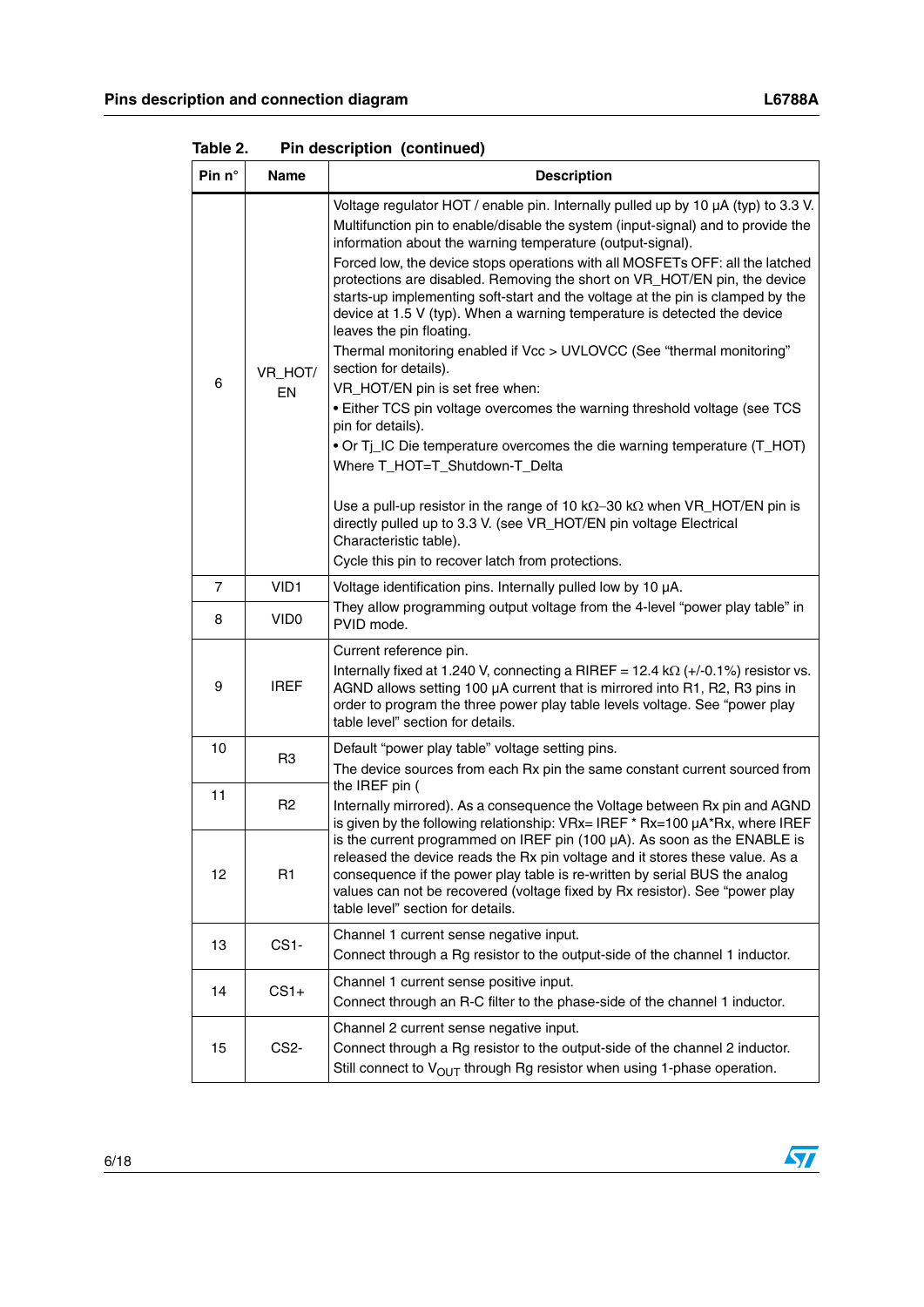Table 2. Pin description (continued)

| Pin n° | Name | Description |
|---|---|---|
| 6 | VR_HOT/ EN | Voltage regulator HOT / enable pin. Internally pulled up by 10 µA (typ) to 3.3 V. Multifunction pin to enable/disable the system (input-signal) and to provide the information about the warning temperature (output-signal).<br>Forced low, the device stops operations with all MOSFETs OFF: all the latched protections are disabled. Removing the short on VR_HOT/EN pin, the device starts-up implementing soft-start and the voltage at the pin is clamped by the device at 1.5 V (typ). When a warning temperature is detected the device leaves the pin floating.<br>Thermal monitoring enabled if Vcc > UVLOVCC (See "thermal monitoring" section for details).<br>VR_HOT/EN pin is set free when:<br>• Either TCS pin voltage overcomes the warning threshold voltage (see TCS pin for details).<br>• Or Tj_IC Die temperature overcomes the die warning temperature (T_HOT) Where T_HOT=T_Shutdown-T_Delta<br><br>Use a pull-up resistor in the range of 10 kΩ–30 kΩ when VR_HOT/EN pin is directly pulled up to 3.3 V. (see VR_HOT/EN pin voltage Electrical Characteristic table).<br>Cycle this pin to recover latch from protections. |
| 7 | VID1 | Voltage identification pins. Internally pulled low by 10 µA.<br>They allow programming output voltage from the 4-level "power play table" in PVID mode. |
| 8 | VID0 | |
| 9 | IREF | Current reference pin.<br>Internally fixed at 1.240 V, connecting a RIREF = 12.4 kΩ (+/-0.1%) resistor vs. AGND allows setting 100 µA current that is mirrored into R1, R2, R3 pins in order to program the three power play table levels voltage. See "power play table level" section for details. |
| 10 | R3 | Default "power play table" voltage setting pins.<br>The device sources from each Rx pin the same constant current sourced from the IREF pin (<br>Internally mirrored). As a consequence the Voltage between Rx pin and AGND is given by the following relationship: VRx= IREF * Rx=100 µA*Rx, where IREF is the current programmed on IREF pin (100 µA). As soon as the ENABLE is released the device reads the Rx pin voltage and it stores these value. As a consequence if the power play table is re-written by serial BUS the analog values can not be recovered (voltage fixed by Rx resistor). See "power play table level" section for details. |
| 11 | R2 | |
| 12 | R1 | |
| 13 | CS1- | Channel 1 current sense negative input.<br>Connect through a Rg resistor to the output-side of the channel 1 inductor. |
| 14 | CS1+ | Channel 1 current sense positive input.<br>Connect through an R-C filter to the phase-side of the channel 1 inductor. |
| 15 | CS2- | Channel 2 current sense negative input.<br>Connect through a Rg resistor to the output-side of the channel 2 inductor.<br>Still connect to $V_{OUT}$ through Rg resistor when using 1-phase operation. |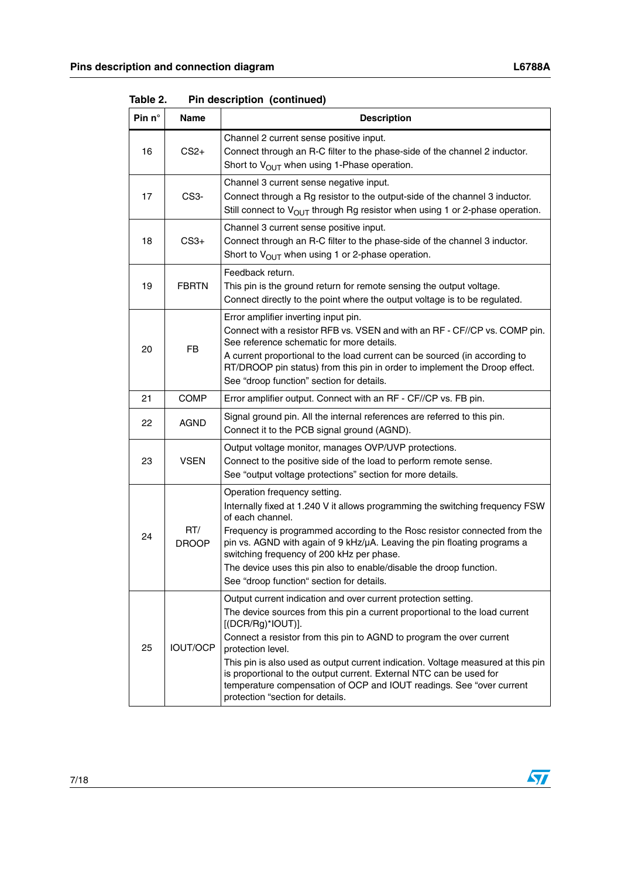Table 2. Pin description (continued)

| Pin n° | Name | Description |
|---|---|---|
| 16 | CS2+ | Channel 2 current sense positive input.<br>Connect through an R-C filter to the phase-side of the channel 2 inductor.<br>Short to $V_{OUT}$ when using 1-Phase operation. |
| 17 | CS3- | Channel 3 current sense negative input.<br>Connect through a Rg resistor to the output-side of the channel 3 inductor.<br>Still connect to $V_{OUT}$ through Rg resistor when using 1 or 2-phase operation. |
| 18 | CS3+ | Channel 3 current sense positive input.<br>Connect through an R-C filter to the phase-side of the channel 3 inductor.<br>Short to $V_{OUT}$ when using 1 or 2-phase operation. |
| 19 | FBRTN | Feedback return.<br>This pin is the ground return for remote sensing the output voltage.<br>Connect directly to the point where the output voltage is to be regulated. |
| 20 | FB | Error amplifier inverting input pin.<br>Connect with a resistor RFB vs. VSEN and with an RF - CF//CP vs. COMP pin. See reference schematic for more details.<br>A current proportional to the load current can be sourced (in according to RT/DROOP pin status) from this pin in order to implement the Droop effect.<br>See "droop function" section for details. |
| 21 | COMP | Error amplifier output. Connect with an RF - CF//CP vs. FB pin. |
| 22 | AGND | Signal ground pin. All the internal references are referred to this pin.<br>Connect it to the PCB signal ground (AGND). |
| 23 | VSEN | Output voltage monitor, manages OVP/UVP protections.<br>Connect to the positive side of the load to perform remote sense.<br>See "output voltage protections" section for more details. |
| 24 | RT/ DROOP | Operation frequency setting.<br>Internally fixed at 1.240 V it allows programming the switching frequency FSW of each channel.<br>Frequency is programmed according to the Rosc resistor connected from the pin vs. AGND with again of 9 kHz/µA. Leaving the pin floating programs a switching frequency of 200 kHz per phase.<br>The device uses this pin also to enable/disable the droop function.<br>See "droop function" section for details. |
| 25 | IOUT/OCP | Output current indication and over current protection setting.<br>The device sources from this pin a current proportional to the load current [(DCR/Rg)*IOUT)].<br>Connect a resistor from this pin to AGND to program the over current protection level.<br>This pin is also used as output current indication. Voltage measured at this pin is proportional to the output current. External NTC can be used for temperature compensation of OCP and IOUT readings. See "over current protection "section for details. |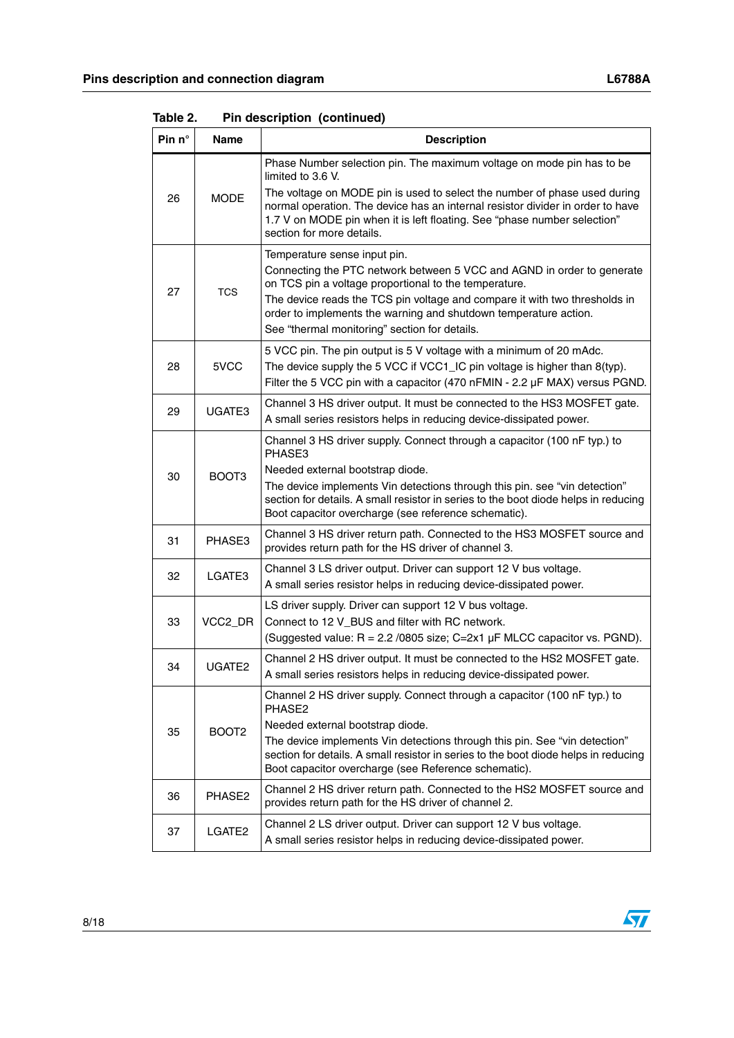Table 2. Pin description (continued)

| Pin n° | Name | Description |
|---|---|---|
| 26 | MODE | Phase Number selection pin. The maximum voltage on mode pin has to be limited to 3.6 V.<br>The voltage on MODE pin is used to select the number of phase used during normal operation. The device has an internal resistor divider in order to have 1.7 V on MODE pin when it is left floating. See "phase number selection" section for more details. |
| 27 | TCS | Temperature sense input pin.<br>Connecting the PTC network between 5 VCC and AGND in order to generate on TCS pin a voltage proportional to the temperature.<br>The device reads the TCS pin voltage and compare it with two thresholds in order to implements the warning and shutdown temperature action.<br>See "thermal monitoring" section for details. |
| 28 | 5VCC | 5 VCC pin. The pin output is 5 V voltage with a minimum of 20 mAdc.<br>The device supply the 5 VCC if VCC1_IC pin voltage is higher than 8(typ).<br>Filter the 5 VCC pin with a capacitor (470 nFMIN - 2.2 µF MAX) versus PGND. |
| 29 | UGATE3 | Channel 3 HS driver output. It must be connected to the HS3 MOSFET gate.<br>A small series resistors helps in reducing device-dissipated power. |
| 30 | BOOT3 | Channel 3 HS driver supply. Connect through a capacitor (100 nF typ.) to PHASE3<br>Needed external bootstrap diode.<br>The device implements Vin detections through this pin. see "vin detection" section for details. A small resistor in series to the boot diode helps in reducing Boot capacitor overcharge (see reference schematic). |
| 31 | PHASE3 | Channel 3 HS driver return path. Connected to the HS3 MOSFET source and provides return path for the HS driver of channel 3. |
| 32 | LGATE3 | Channel 3 LS driver output. Driver can support 12 V bus voltage.<br>A small series resistor helps in reducing device-dissipated power. |
| 33 | VCC2_DR | LS driver supply. Driver can support 12 V bus voltage.<br>Connect to 12 V_BUS and filter with RC network.<br>(Suggested value: R = 2.2 /0805 size; C=2x1 µF MLCC capacitor vs. PGND). |
| 34 | UGATE2 | Channel 2 HS driver output. It must be connected to the HS2 MOSFET gate.<br>A small series resistors helps in reducing device-dissipated power. |
| 35 | BOOT2 | Channel 2 HS driver supply. Connect through a capacitor (100 nF typ.) to PHASE2<br>Needed external bootstrap diode.<br>The device implements Vin detections through this pin. See "vin detection" section for details. A small resistor in series to the boot diode helps in reducing Boot capacitor overcharge (see Reference schematic). |
| 36 | PHASE2 | Channel 2 HS driver return path. Connected to the HS2 MOSFET source and provides return path for the HS driver of channel 2. |
| 37 | LGATE2 | Channel 2 LS driver output. Driver can support 12 V bus voltage.<br>A small series resistor helps in reducing device-dissipated power. |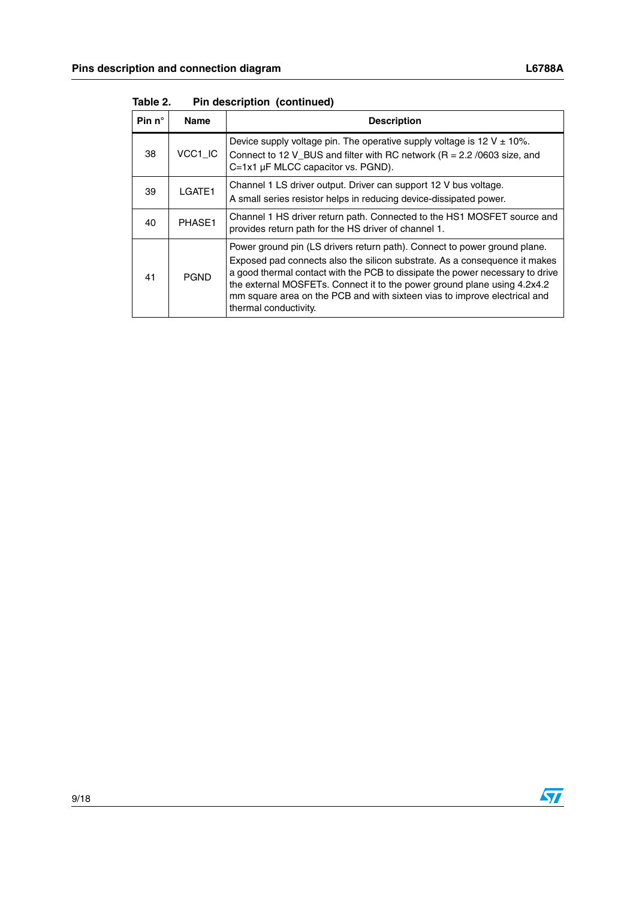Table 2. Pin description (continued)

| Pin n° | Name | Description |
|---|---|---|
| 38 | VCC1_IC | Device supply voltage pin. The operative supply voltage is 12 V ± 10%. Connect to 12 V_BUS and filter with RC network (R = 2.2 /0603 size, and C=1x1 µF MLCC capacitor vs. PGND). |
| 39 | LGATE1 | Channel 1 LS driver output. Driver can support 12 V bus voltage. A small series resistor helps in reducing device-dissipated power. |
| 40 | PHASE1 | Channel 1 HS driver return path. Connected to the HS1 MOSFET source and provides return path for the HS driver of channel 1. |
| 41 | PGND | Power ground pin (LS drivers return path). Connect to power ground plane. Exposed pad connects also the silicon substrate. As a consequence it makes a good thermal contact with the PCB to dissipate the power necessary to drive the external MOSFETs. Connect it to the power ground plane using 4.2x4.2 mm square area on the PCB and with sixteen vias to improve electrical and thermal conductivity. |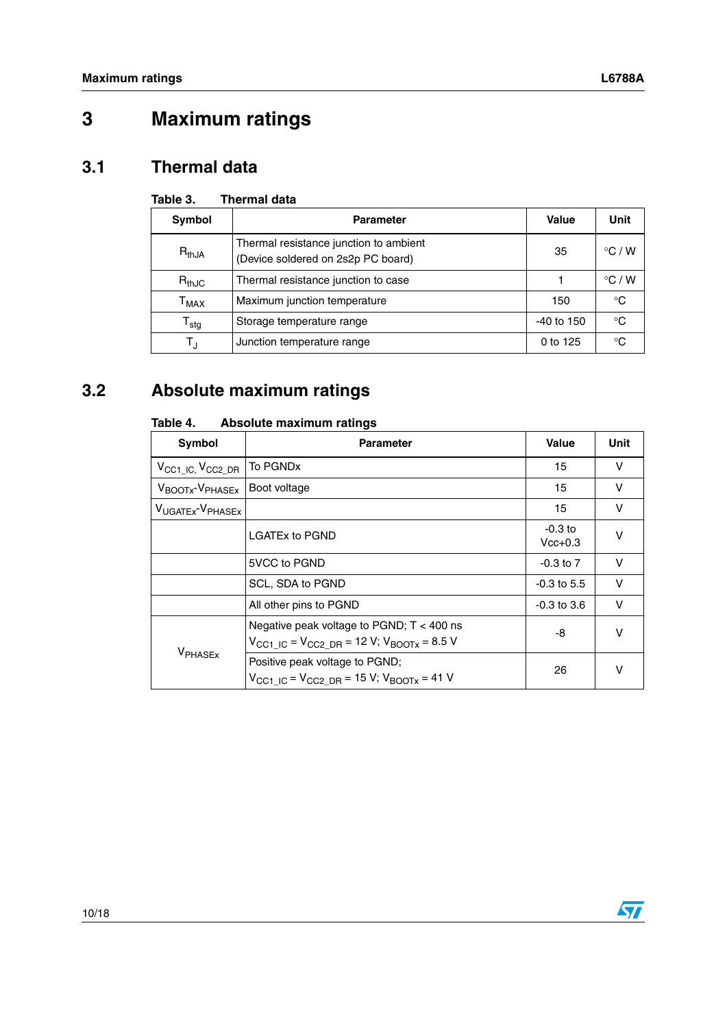# 3 Maximum ratings

## 3.1 Thermal data

**Table 3. Thermal data**

| Symbol | Parameter | Value | Unit |
|---|---|---|---|
| $R_{thJA}$ | Thermal resistance junction to ambient (Device soldered on 2s2p PC board) | 35 | °C / W |
| $R_{thJC}$ | Thermal resistance junction to case | 1 | °C / W |
| $T_{MAX}$ | Maximum junction temperature | 150 | °C |
| $T_{stg}$ | Storage temperature range | -40 to 150 | °C |
| $T_J$ | Junction temperature range | 0 to 125 | °C |

## 3.2 Absolute maximum ratings

**Table 4. Absolute maximum ratings**

| Symbol | Parameter | Value | Unit |
|---|---|---|---|
| $V_{CC1\_IC}$, $V_{CC2\_DR}$ | To PGNDx | 15 | V |
| $V_{BOOTx}$-$V_{PHASEx}$ | Boot voltage | 15 | V |
| $V_{UGATEx}$-$V_{PHASEx}$ | | 15 | V |
| | LGATEx to PGND | -0.3 to Vcc+0.3 | V |
| | 5VCC to PGND | -0.3 to 7 | V |
| | SCL, SDA to PGND | -0.3 to 5.5 | V |
| | All other pins to PGND | -0.3 to 3.6 | V |
| $V_{PHASEx}$ | Negative peak voltage to PGND; T < 400 ns $V_{CC1\_IC}$ = $V_{CC2\_DR}$ = 12 V; $V_{BOOTx}$ = 8.5 V | -8 | V |
| | Positive peak voltage to PGND; $V_{CC1\_IC}$ = $V_{CC2\_DR}$ = 15 V; $V_{BOOTx}$ = 41 V | 26 | V |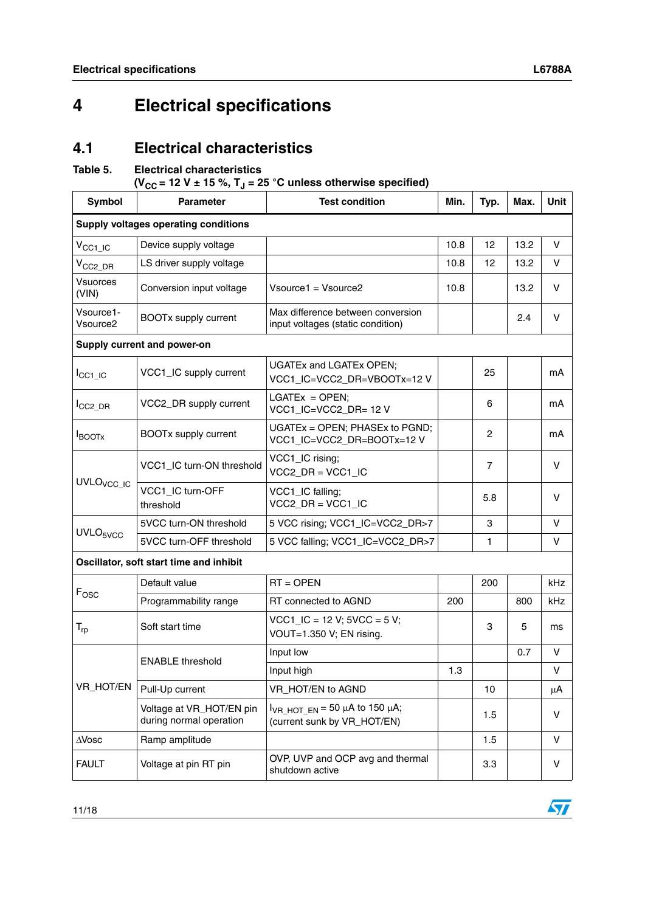# 4 Electrical specifications

## 4.1 Electrical characteristics

**Table 5. Electrical characteristics ($V_{CC}$ = 12 V ± 15 %, $T_J$ = 25 °C unless otherwise specified)**

| Symbol | Parameter | Test condition | Min. | Typ. | Max. | Unit |
|---|---|---|---|---|---|---|
| **Supply voltages operating conditions** | | | | | | |
| $V_{CC1\_IC}$ | Device supply voltage | | 10.8 | 12 | 13.2 | V |
| $V_{CC2\_DR}$ | LS driver supply voltage | | 10.8 | 12 | 13.2 | V |
| Vsuorces (VIN) | Conversion input voltage | Vsource1 = Vsource2 | 10.8 | | 13.2 | V |
| Vsource1-Vsource2 | BOOTx supply current | Max difference between conversion input voltages (static condition) | | | 2.4 | V |
| **Supply current and power-on** | | | | | | |
| $I_{CC1\_IC}$ | VCC1_IC supply current | UGATEx and LGATEx OPEN; VCC1_IC=VCC2_DR=VBOOTx=12 V | | 25 | | mA |
| $I_{CC2\_DR}$ | VCC2_DR supply current | LGATEx = OPEN; VCC1_IC=VCC2_DR= 12 V | | 6 | | mA |
| $I_{BOOTx}$ | BOOTx supply current | UGATEx = OPEN; PHASEx to PGND; VCC1_IC=VCC2_DR=BOOTx=12 V | | 2 | | mA |
| $UVLO_{VCC\_IC}$ | VCC1_IC turn-ON threshold | VCC1_IC rising; VCC2_DR = VCC1_IC | | 7 | | V |
| | VCC1_IC turn-OFF threshold | VCC1_IC falling; VCC2_DR = VCC1_IC | | 5.8 | | V |
| $UVLO_{5VCC}$ | 5VCC turn-ON threshold | 5 VCC rising; VCC1_IC=VCC2_DR>7 | | 3 | | V |
| | 5VCC turn-OFF threshold | 5 VCC falling; VCC1_IC=VCC2_DR>7 | | 1 | | V |
| **Oscillator, soft start time and inhibit** | | | | | | |
| $F_{OSC}$ | Default value | RT = OPEN | | 200 | | kHz |
| | Programmability range | RT connected to AGND | 200 | | 800 | kHz |
| $T_{rp}$ | Soft start time | VCC1_IC = 12 V; 5VCC = 5 V; VOUT=1.350 V; EN rising. | | 3 | 5 | ms |
| VR_HOT/EN | ENABLE threshold | Input low | | | 0.7 | V |
| | | Input high | 1.3 | | | V |
| | Pull-Up current | VR_HOT/EN to AGND | | 10 | | µA |
| | Voltage at VR_HOT/EN pin during normal operation | $I_{VR\_HOT\_EN}$ = 50 µA to 150 µA; (current sunk by VR_HOT/EN) | | 1.5 | | V |
| ΔVosc | Ramp amplitude | | | 1.5 | | V |
| FAULT | Voltage at pin RT pin | OVP, UVP and OCP avg and thermal shutdown active | | 3.3 | | V |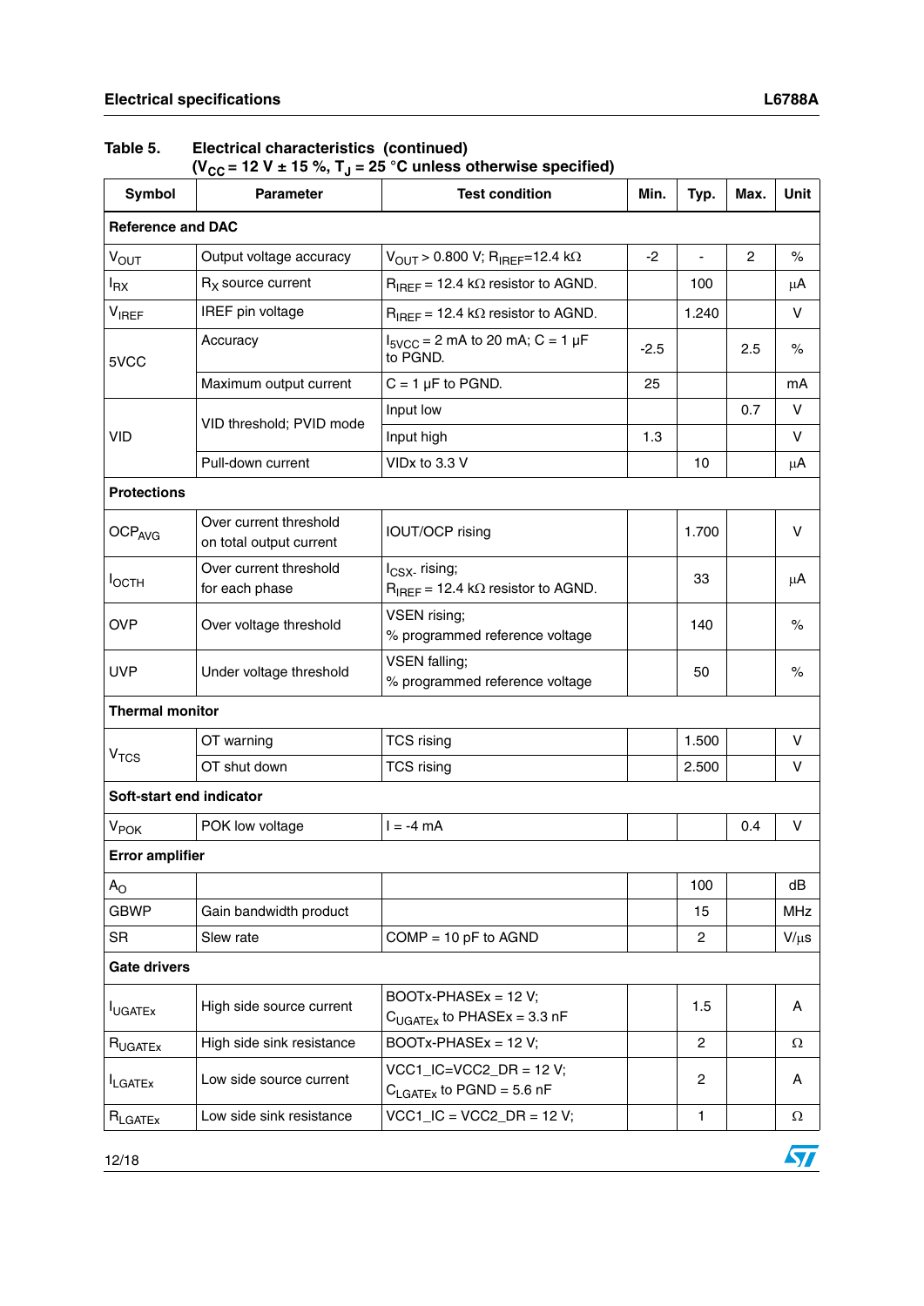**Table 5. Electrical characteristics (continued)**
**($V_{CC}$ = 12 V ± 15 %, $T_J$ = 25 °C unless otherwise specified)**

| Symbol | Parameter | Test condition | Min. | Typ. | Max. | Unit |
|---|---|---|---|---|---|---|
| **Reference and DAC** | | | | | | |
| $V_{OUT}$ | Output voltage accuracy | $V_{OUT}$ > 0.800 V; $R_{IREF}$=12.4 kΩ | -2 | - | 2 | % |
| $I_{RX}$ | $R_X$ source current | $R_{IREF}$ = 12.4 kΩ resistor to AGND. | | 100 | | µA |
| $V_{IREF}$ | IREF pin voltage | $R_{IREF}$ = 12.4 kΩ resistor to AGND. | | 1.240 | | V |
| 5VCC | Accuracy | $I_{5VCC}$ = 2 mA to 20 mA; C = 1 µF to PGND. | -2.5 | | 2.5 | % |
| | Maximum output current | C = 1 µF to PGND. | 25 | | | mA |
| VID | VID threshold; PVID mode | Input low | | | 0.7 | V |
| | | Input high | 1.3 | | | V |
| | Pull-down current | VIDx to 3.3 V | | 10 | | µA |
| **Protections** | | | | | | |
| $OCP_{AVG}$ | Over current threshold on total output current | IOUT/OCP rising | | 1.700 | | V |
| $I_{OCTH}$ | Over current threshold for each phase | $I_{CSX-}$ rising; $R_{IREF}$ = 12.4 kΩ resistor to AGND. | | 33 | | µA |
| OVP | Over voltage threshold | VSEN rising; % programmed reference voltage | | 140 | | % |
| UVP | Under voltage threshold | VSEN falling; % programmed reference voltage | | 50 | | % |
| **Thermal monitor** | | | | | | |
| $V_{TCS}$ | OT warning | TCS rising | | 1.500 | | V |
| | OT shut down | TCS rising | | 2.500 | | V |
| **Soft-start end indicator** | | | | | | |
| $V_{POK}$ | POK low voltage | I = -4 mA | | | 0.4 | V |
| **Error amplifier** | | | | | | |
| $A_O$ | | | | 100 | | dB |
| GBWP | Gain bandwidth product | | | 15 | | MHz |
| SR | Slew rate | COMP = 10 pF to AGND | | 2 | | V/µs |
| **Gate drivers** | | | | | | |
| $I_{UGATEx}$ | High side source current | BOOTx-PHASEx = 12 V; $C_{UGATEx}$ to PHASEx = 3.3 nF | | 1.5 | | A |
| $R_{UGATEx}$ | High side sink resistance | BOOTx-PHASEx = 12 V; | | 2 | | Ω |
| $I_{LGATEx}$ | Low side source current | VCC1_IC=VCC2_DR = 12 V; $C_{LGATEx}$ to PGND = 5.6 nF | | 2 | | A |
| $R_{LGATEx}$ | Low side sink resistance | VCC1_IC = VCC2_DR = 12 V; | | 1 | | Ω |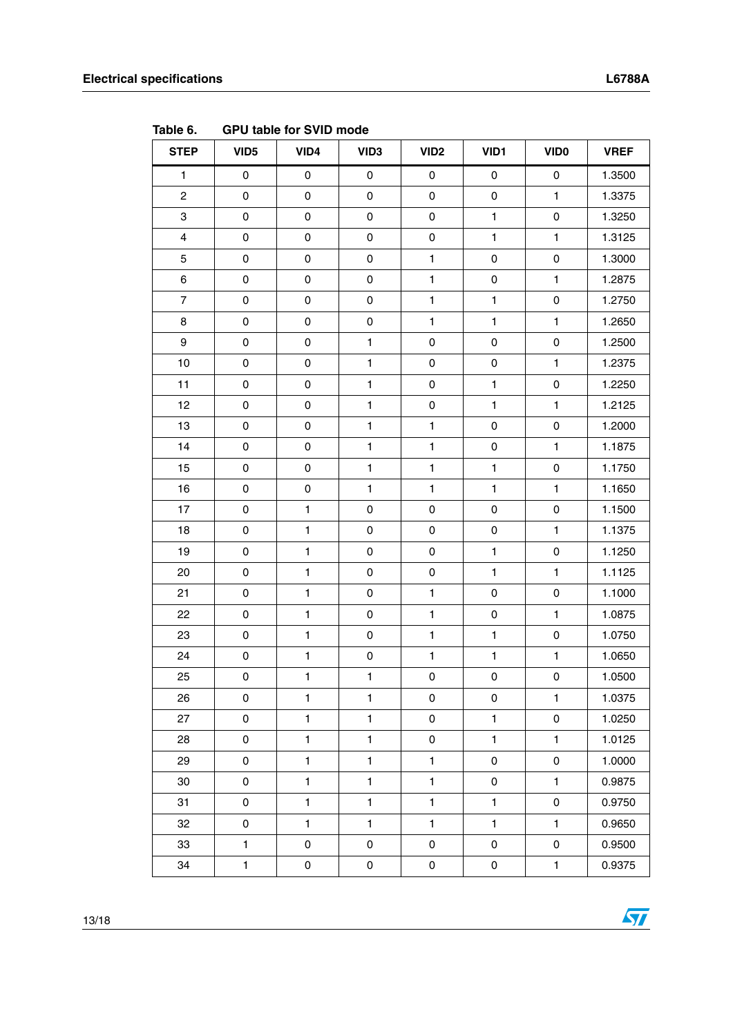Table 6. GPU table for SVID mode

| STEP | VID5 | VID4 | VID3 | VID2 | VID1 | VID0 | VREF |
|---|---|---|---|---|---|---|---|
| 1 | 0 | 0 | 0 | 0 | 0 | 0 | 1.3500 |
| 2 | 0 | 0 | 0 | 0 | 0 | 1 | 1.3375 |
| 3 | 0 | 0 | 0 | 0 | 1 | 0 | 1.3250 |
| 4 | 0 | 0 | 0 | 0 | 1 | 1 | 1.3125 |
| 5 | 0 | 0 | 0 | 1 | 0 | 0 | 1.3000 |
| 6 | 0 | 0 | 0 | 1 | 0 | 1 | 1.2875 |
| 7 | 0 | 0 | 0 | 1 | 1 | 0 | 1.2750 |
| 8 | 0 | 0 | 0 | 1 | 1 | 1 | 1.2650 |
| 9 | 0 | 0 | 1 | 0 | 0 | 0 | 1.2500 |
| 10 | 0 | 0 | 1 | 0 | 0 | 1 | 1.2375 |
| 11 | 0 | 0 | 1 | 0 | 1 | 0 | 1.2250 |
| 12 | 0 | 0 | 1 | 0 | 1 | 1 | 1.2125 |
| 13 | 0 | 0 | 1 | 1 | 0 | 0 | 1.2000 |
| 14 | 0 | 0 | 1 | 1 | 0 | 1 | 1.1875 |
| 15 | 0 | 0 | 1 | 1 | 1 | 0 | 1.1750 |
| 16 | 0 | 0 | 1 | 1 | 1 | 1 | 1.1650 |
| 17 | 0 | 1 | 0 | 0 | 0 | 0 | 1.1500 |
| 18 | 0 | 1 | 0 | 0 | 0 | 1 | 1.1375 |
| 19 | 0 | 1 | 0 | 0 | 1 | 0 | 1.1250 |
| 20 | 0 | 1 | 0 | 0 | 1 | 1 | 1.1125 |
| 21 | 0 | 1 | 0 | 1 | 0 | 0 | 1.1000 |
| 22 | 0 | 1 | 0 | 1 | 0 | 1 | 1.0875 |
| 23 | 0 | 1 | 0 | 1 | 1 | 0 | 1.0750 |
| 24 | 0 | 1 | 0 | 1 | 1 | 1 | 1.0650 |
| 25 | 0 | 1 | 1 | 0 | 0 | 0 | 1.0500 |
| 26 | 0 | 1 | 1 | 0 | 0 | 1 | 1.0375 |
| 27 | 0 | 1 | 1 | 0 | 1 | 0 | 1.0250 |
| 28 | 0 | 1 | 1 | 0 | 1 | 1 | 1.0125 |
| 29 | 0 | 1 | 1 | 1 | 0 | 0 | 1.0000 |
| 30 | 0 | 1 | 1 | 1 | 0 | 1 | 0.9875 |
| 31 | 0 | 1 | 1 | 1 | 1 | 0 | 0.9750 |
| 32 | 0 | 1 | 1 | 1 | 1 | 1 | 0.9650 |
| 33 | 1 | 0 | 0 | 0 | 0 | 0 | 0.9500 |
| 34 | 1 | 0 | 0 | 0 | 0 | 1 | 0.9375 |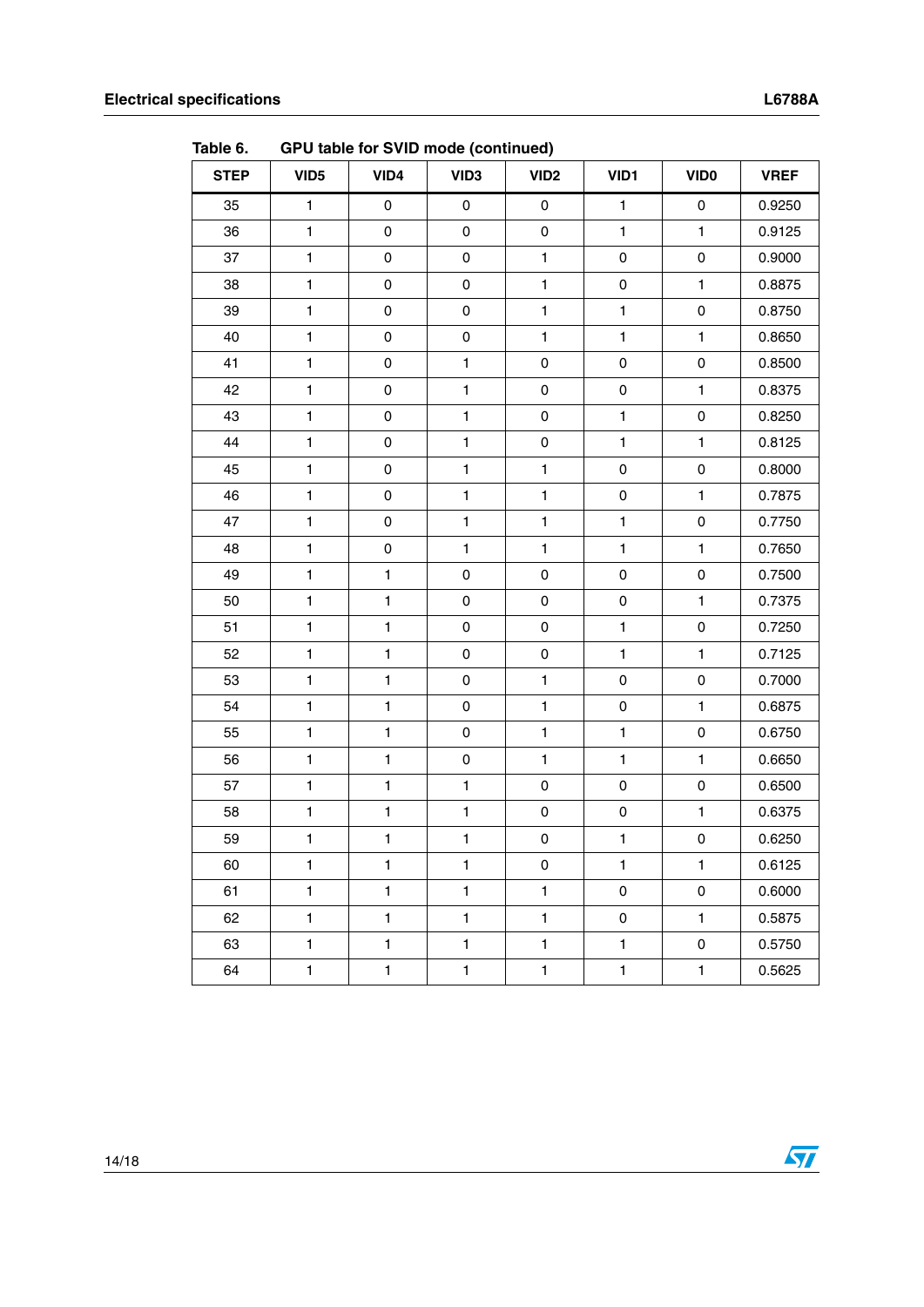Table 6. GPU table for SVID mode (continued)

| STEP | VID5 | VID4 | VID3 | VID2 | VID1 | VID0 | VREF |
|---|---|---|---|---|---|---|---|
| 35 | 1 | 0 | 0 | 0 | 1 | 0 | 0.9250 |
| 36 | 1 | 0 | 0 | 0 | 1 | 1 | 0.9125 |
| 37 | 1 | 0 | 0 | 1 | 0 | 0 | 0.9000 |
| 38 | 1 | 0 | 0 | 1 | 0 | 1 | 0.8875 |
| 39 | 1 | 0 | 0 | 1 | 1 | 0 | 0.8750 |
| 40 | 1 | 0 | 0 | 1 | 1 | 1 | 0.8650 |
| 41 | 1 | 0 | 1 | 0 | 0 | 0 | 0.8500 |
| 42 | 1 | 0 | 1 | 0 | 0 | 1 | 0.8375 |
| 43 | 1 | 0 | 1 | 0 | 1 | 0 | 0.8250 |
| 44 | 1 | 0 | 1 | 0 | 1 | 1 | 0.8125 |
| 45 | 1 | 0 | 1 | 1 | 0 | 0 | 0.8000 |
| 46 | 1 | 0 | 1 | 1 | 0 | 1 | 0.7875 |
| 47 | 1 | 0 | 1 | 1 | 1 | 0 | 0.7750 |
| 48 | 1 | 0 | 1 | 1 | 1 | 1 | 0.7650 |
| 49 | 1 | 1 | 0 | 0 | 0 | 0 | 0.7500 |
| 50 | 1 | 1 | 0 | 0 | 0 | 1 | 0.7375 |
| 51 | 1 | 1 | 0 | 0 | 1 | 0 | 0.7250 |
| 52 | 1 | 1 | 0 | 0 | 1 | 1 | 0.7125 |
| 53 | 1 | 1 | 0 | 1 | 0 | 0 | 0.7000 |
| 54 | 1 | 1 | 0 | 1 | 0 | 1 | 0.6875 |
| 55 | 1 | 1 | 0 | 1 | 1 | 0 | 0.6750 |
| 56 | 1 | 1 | 0 | 1 | 1 | 1 | 0.6650 |
| 57 | 1 | 1 | 1 | 0 | 0 | 0 | 0.6500 |
| 58 | 1 | 1 | 1 | 0 | 0 | 1 | 0.6375 |
| 59 | 1 | 1 | 1 | 0 | 1 | 0 | 0.6250 |
| 60 | 1 | 1 | 1 | 0 | 1 | 1 | 0.6125 |
| 61 | 1 | 1 | 1 | 1 | 0 | 0 | 0.6000 |
| 62 | 1 | 1 | 1 | 1 | 0 | 1 | 0.5875 |
| 63 | 1 | 1 | 1 | 1 | 1 | 0 | 0.5750 |
| 64 | 1 | 1 | 1 | 1 | 1 | 1 | 0.5625 |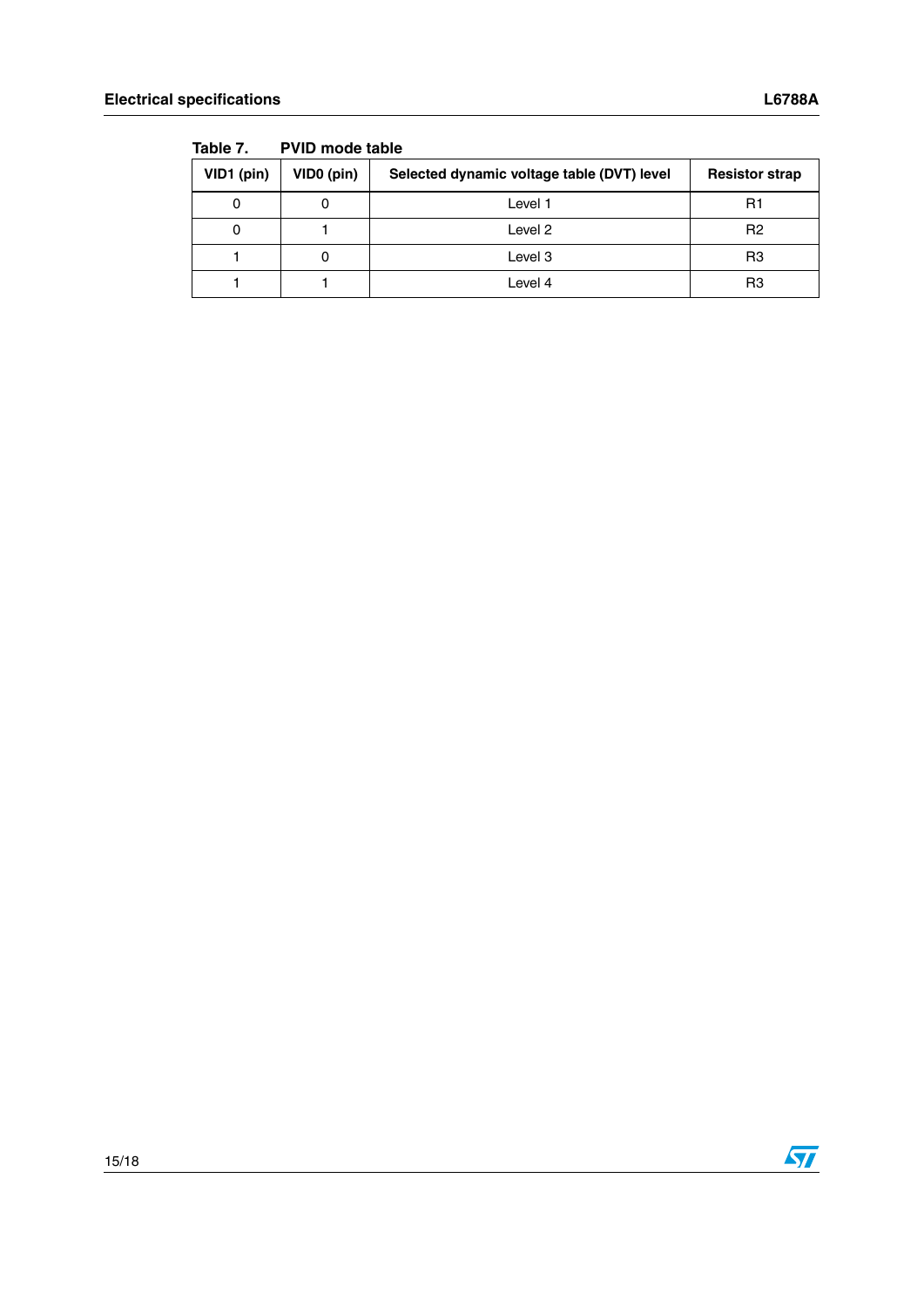Table 7. PVID mode table

| VID1 (pin) | VID0 (pin) | Selected dynamic voltage table (DVT) level | Resistor strap |
| --- | --- | --- | --- |
| 0 | 0 | Level 1 | R1 |
| 0 | 1 | Level 2 | R2 |
| 1 | 0 | Level 3 | R3 |
| 1 | 1 | Level 4 | R3 |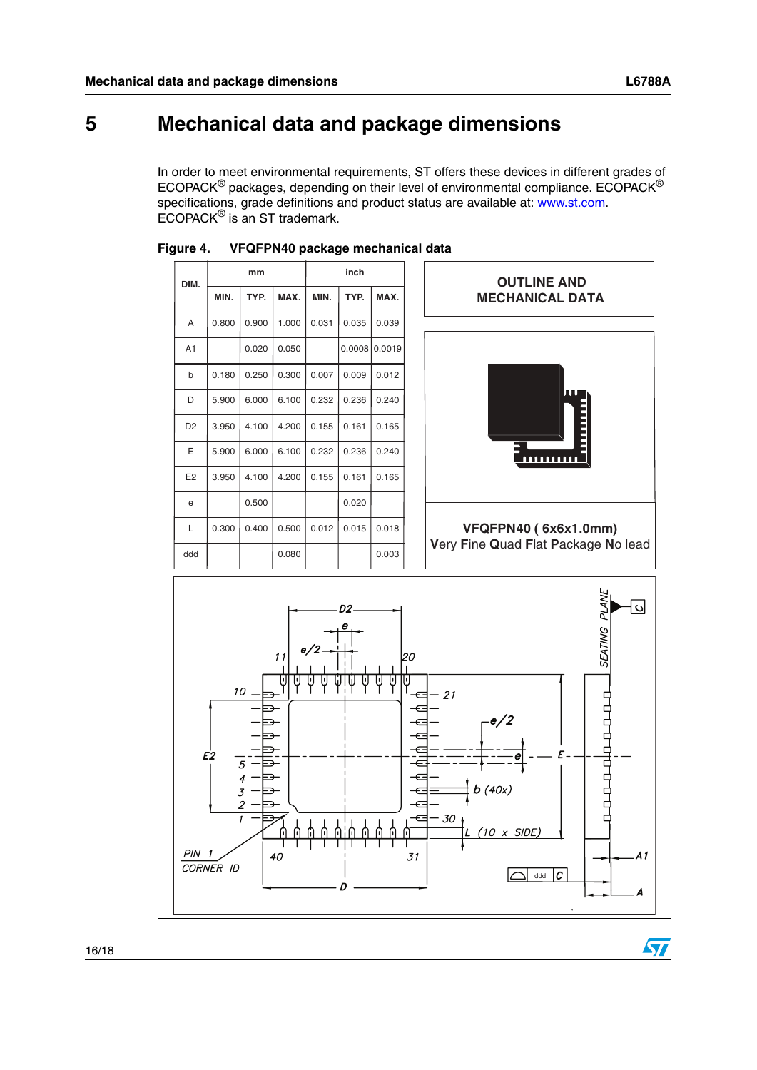# 5 Mechanical data and package dimensions

In order to meet environmental requirements, ST offers these devices in different grades of ECOPACK® packages, depending on their level of environmental compliance. ECOPACK® specifications, grade definitions and product status are available at: www.st.com. ECOPACK® is an ST trademark.

**Figure 4. VFQFPN40 package mechanical data**

| DIM. | mm | | | inch | | |
|---|---|---|---|---|---|---|
| | MIN. | TYP. | MAX. | MIN. | TYP. | MAX. |
| A | 0.800 | 0.900 | 1.000 | 0.031 | 0.035 | 0.039 |
| A1 | | 0.020 | 0.050 | | 0.0008 | 0.0019 |
| b | 0.180 | 0.250 | 0.300 | 0.007 | 0.009 | 0.012 |
| D | 5.900 | 6.000 | 6.100 | 0.232 | 0.236 | 0.240 |
| D2 | 3.950 | 4.100 | 4.200 | 0.155 | 0.161 | 0.165 |
| E | 5.900 | 6.000 | 6.100 | 0.232 | 0.236 | 0.240 |
| E2 | 3.950 | 4.100 | 4.200 | 0.155 | 0.161 | 0.165 |
| e | | 0.500 | | | 0.020 | |
| L | 0.300 | 0.400 | 0.500 | 0.012 | 0.015 | 0.018 |
| ddd | | | 0.080 | | | 0.003 |

OUTLINE AND MECHANICAL DATA

VFQFPN40 ( 6x6x1.0mm)
**V**ery **F**ine **Q**uad **F**lat **P**ackage **N**o lead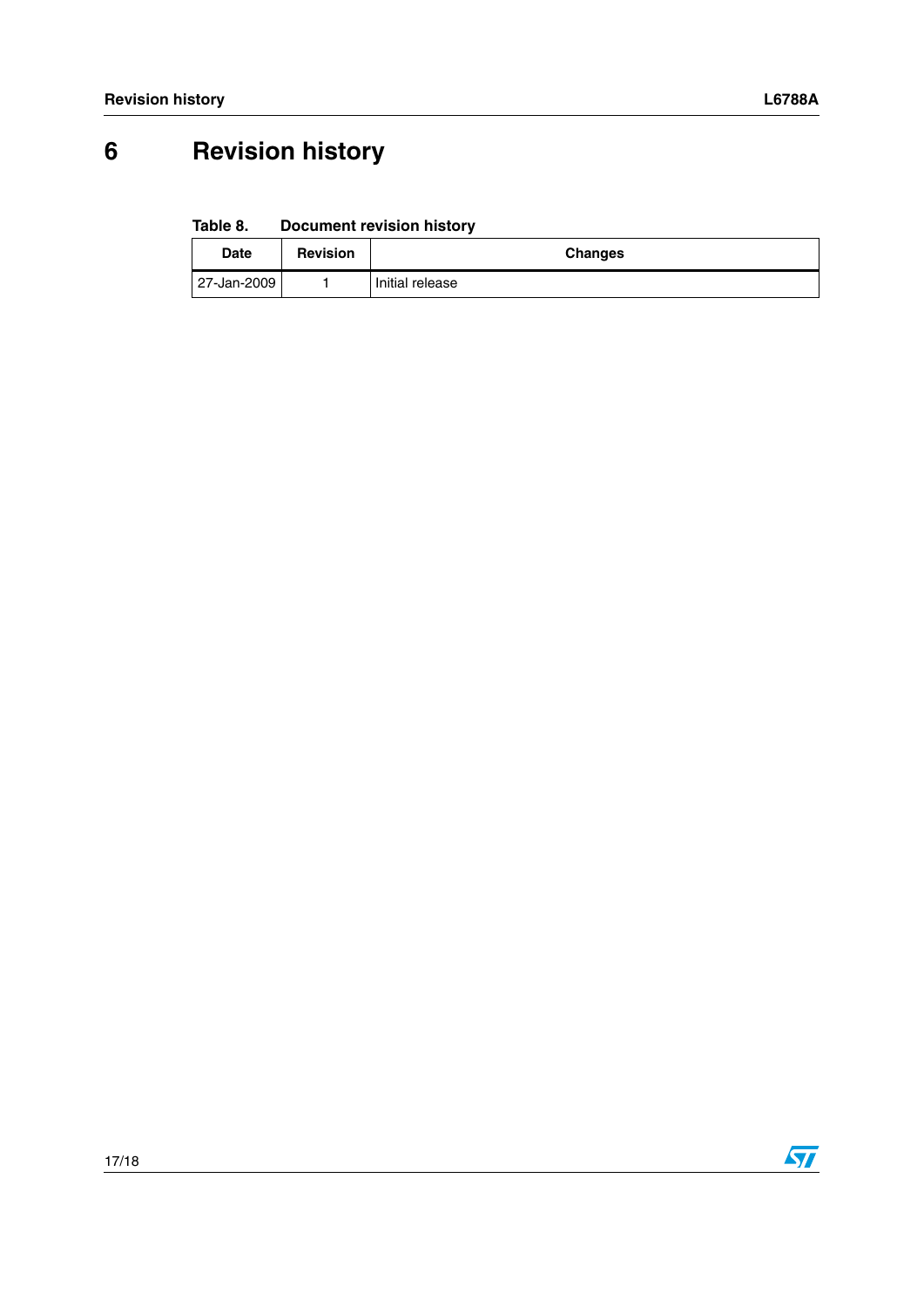# 6 Revision history

**Table 8. Document revision history**

| Date | Revision | Changes |
|---|---|---|
| 27-Jan-2009 | 1 | Initial release |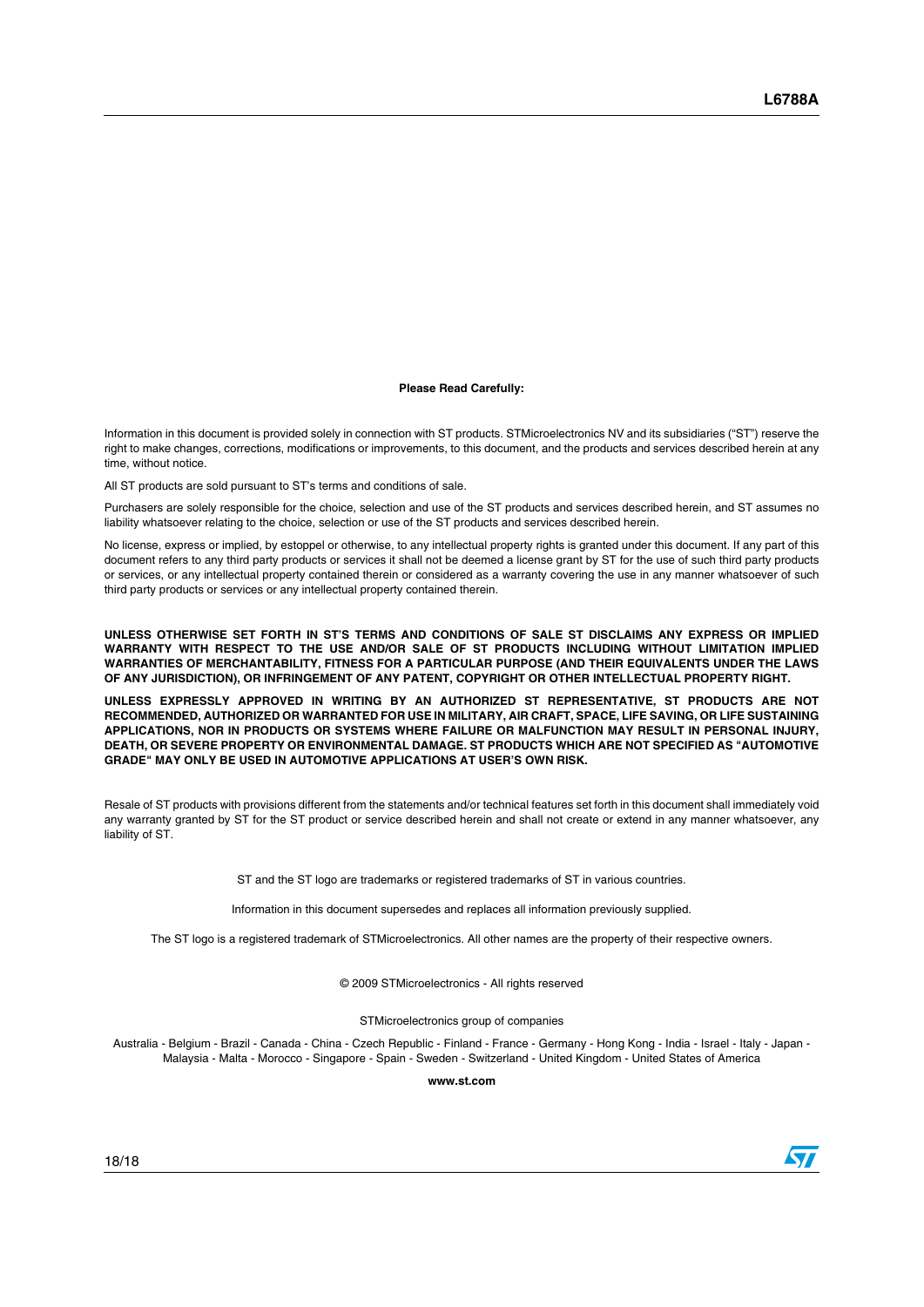**Please Read Carefully:**

Information in this document is provided solely in connection with ST products. STMicroelectronics NV and its subsidiaries ("ST") reserve the right to make changes, corrections, modifications or improvements, to this document, and the products and services described herein at any time, without notice.

All ST products are sold pursuant to ST's terms and conditions of sale.

Purchasers are solely responsible for the choice, selection and use of the ST products and services described herein, and ST assumes no liability whatsoever relating to the choice, selection or use of the ST products and services described herein.

No license, express or implied, by estoppel or otherwise, to any intellectual property rights is granted under this document. If any part of this document refers to any third party products or services it shall not be deemed a license grant by ST for the use of such third party products or services, or any intellectual property contained therein or considered as a warranty covering the use in any manner whatsoever of such third party products or services or any intellectual property contained therein.

**UNLESS OTHERWISE SET FORTH IN ST'S TERMS AND CONDITIONS OF SALE ST DISCLAIMS ANY EXPRESS OR IMPLIED WARRANTY WITH RESPECT TO THE USE AND/OR SALE OF ST PRODUCTS INCLUDING WITHOUT LIMITATION IMPLIED WARRANTIES OF MERCHANTABILITY, FITNESS FOR A PARTICULAR PURPOSE (AND THEIR EQUIVALENTS UNDER THE LAWS OF ANY JURISDICTION), OR INFRINGEMENT OF ANY PATENT, COPYRIGHT OR OTHER INTELLECTUAL PROPERTY RIGHT.**

**UNLESS EXPRESSLY APPROVED IN WRITING BY AN AUTHORIZED ST REPRESENTATIVE, ST PRODUCTS ARE NOT RECOMMENDED, AUTHORIZED OR WARRANTED FOR USE IN MILITARY, AIR CRAFT, SPACE, LIFE SAVING, OR LIFE SUSTAINING APPLICATIONS, NOR IN PRODUCTS OR SYSTEMS WHERE FAILURE OR MALFUNCTION MAY RESULT IN PERSONAL INJURY, DEATH, OR SEVERE PROPERTY OR ENVIRONMENTAL DAMAGE. ST PRODUCTS WHICH ARE NOT SPECIFIED AS "AUTOMOTIVE GRADE" MAY ONLY BE USED IN AUTOMOTIVE APPLICATIONS AT USER'S OWN RISK.**

Resale of ST products with provisions different from the statements and/or technical features set forth in this document shall immediately void any warranty granted by ST for the ST product or service described herein and shall not create or extend in any manner whatsoever, any liability of ST.

ST and the ST logo are trademarks or registered trademarks of ST in various countries.

Information in this document supersedes and replaces all information previously supplied.

The ST logo is a registered trademark of STMicroelectronics. All other names are the property of their respective owners.

© 2009 STMicroelectronics - All rights reserved

STMicroelectronics group of companies

Australia - Belgium - Brazil - Canada - China - Czech Republic - Finland - France - Germany - Hong Kong - India - Israel - Italy - Japan - Malaysia - Malta - Morocco - Singapore - Spain - Sweden - Switzerland - United Kingdom - United States of America

**www.st.com**